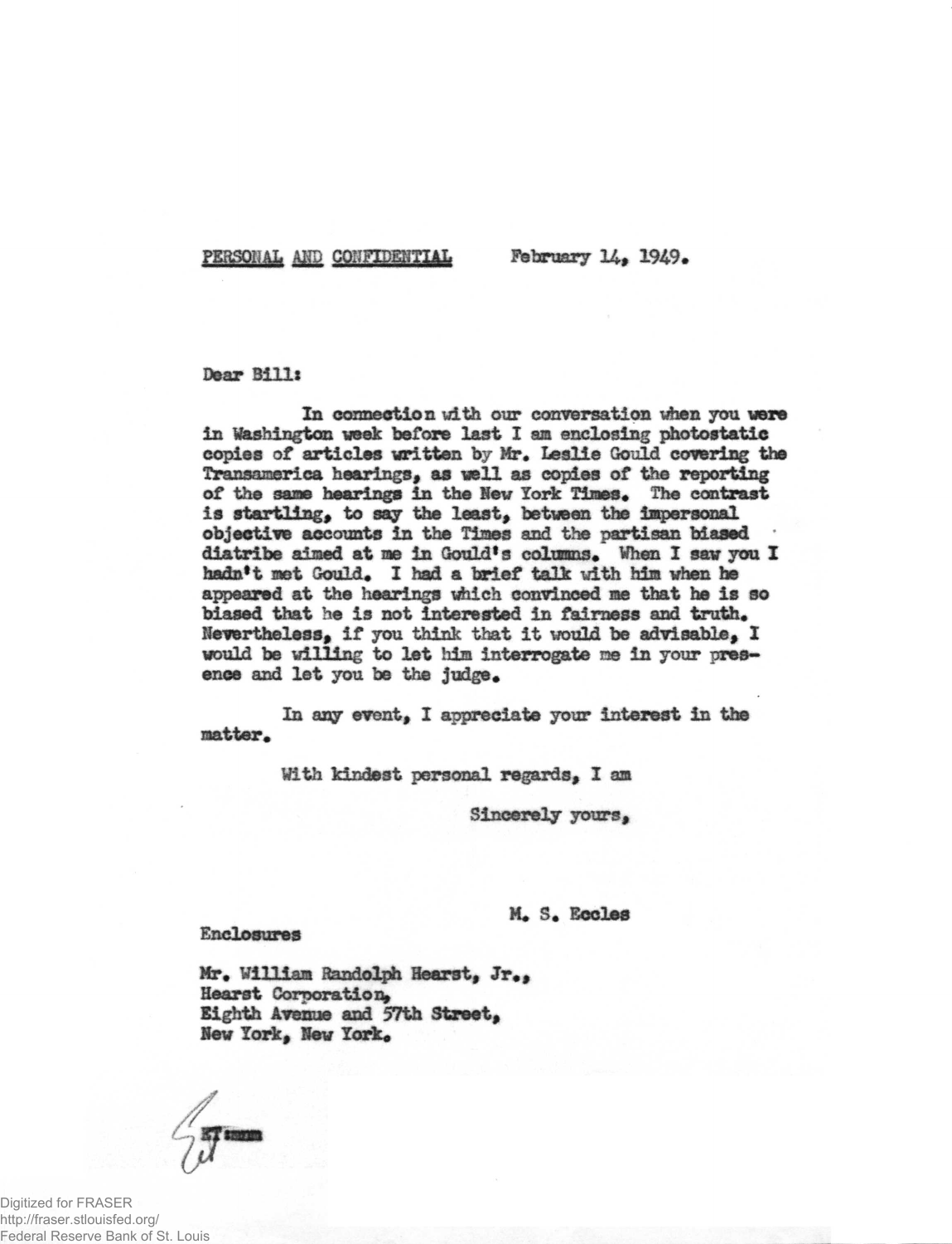PERSONAL AND CONFIDENTIAL February 14, 1949.

Dear Bill:

In connection with our conversation when you were in Washington week before last I am enclosing photostatic copies of articles written by Mr. Leslie Gould covering the Transamerica hearings, as well as copies of the reporting of the same hearings in the New York Times. The contrast is startling, to say the least, between the impersonal objective accounts in the Times and the partisan biased diatribe aimed at me in Gould's columns. When I saw you I hadn't met Gould. I had a brief talk with him when he appeared at the hearings which convinced me that he is so biased that he is not interested in fairness and truth. Nevertheless, if you think that it would be advisable, I would be willing to let him interrogate me in your presence and let you be the judge.

In any event, I appreciate your interest in the matter.

With kindest personal regards, I am

Sincerely yours,

M. S. Eccles

Enclosures

Mr. William Randolph Hearst, Jr.,
Hearst Corporation,
Eighth Avenue and 57th Street,
New York, New York.

ET:mmm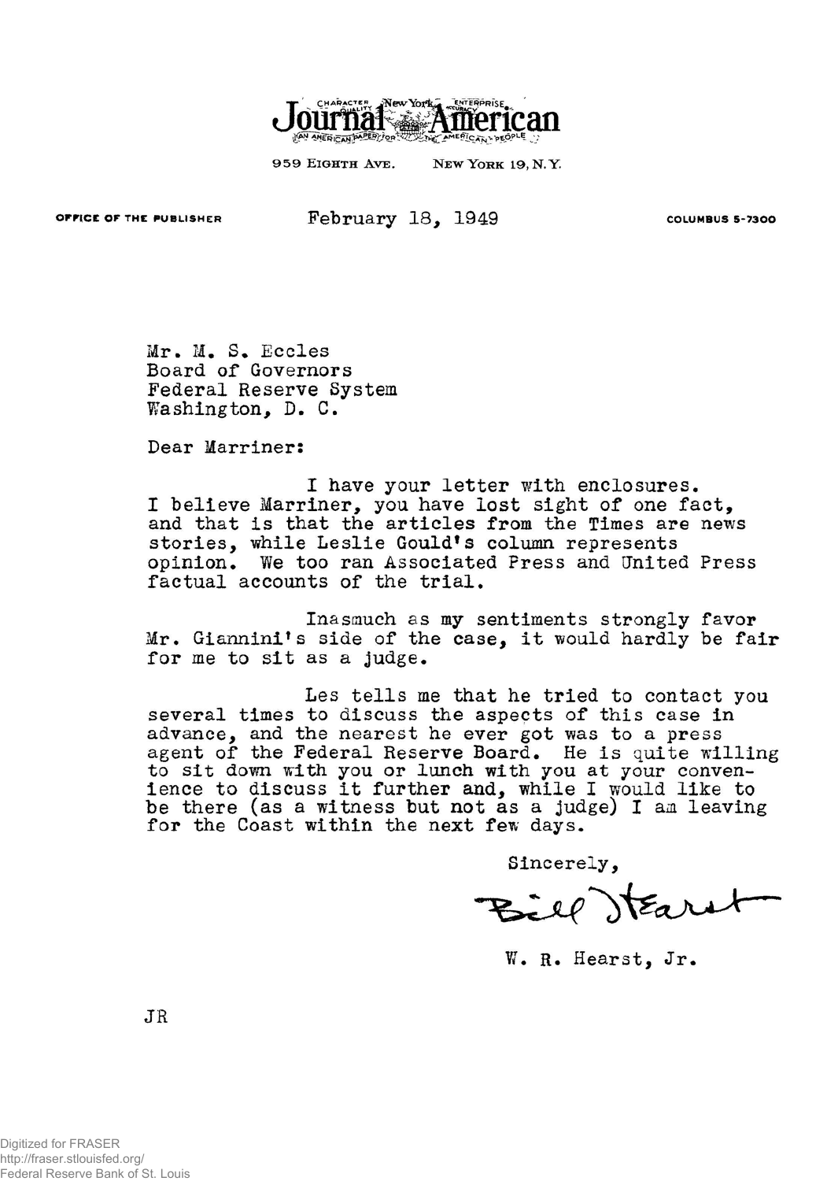# Journal American

CHARACTER · QUALITY · New York · ENTERPRISE · ACCURACY

AN AMERICAN PAPER FOR THE AMERICAN PEOPLE

959 EIGHTH AVE. NEW YORK 19, N.Y.

OFFICE OF THE PUBLISHER

February 18, 1949

COLUMBUS 5-7300

Mr. M. S. Eccles
Board of Governors
Federal Reserve System
Washington, D. C.

Dear Marriner:

I have your letter with enclosures. I believe Marriner, you have lost sight of one fact, and that is that the articles from the Times are news stories, while Leslie Gould's column represents opinion. We too ran Associated Press and United Press factual accounts of the trial.

Inasmuch as my sentiments strongly favor Mr. Giannini's side of the case, it would hardly be fair for me to sit as a judge.

Les tells me that he tried to contact you several times to discuss the aspects of this case in advance, and the nearest he ever got was to a press agent of the Federal Reserve Board. He is quite willing to sit down with you or lunch with you at your convenience to discuss it further and, while I would like to be there (as a witness but not as a judge) I am leaving for the Coast within the next few days.

Sincerely,

Bill Hearst

W. R. Hearst, Jr.

JR